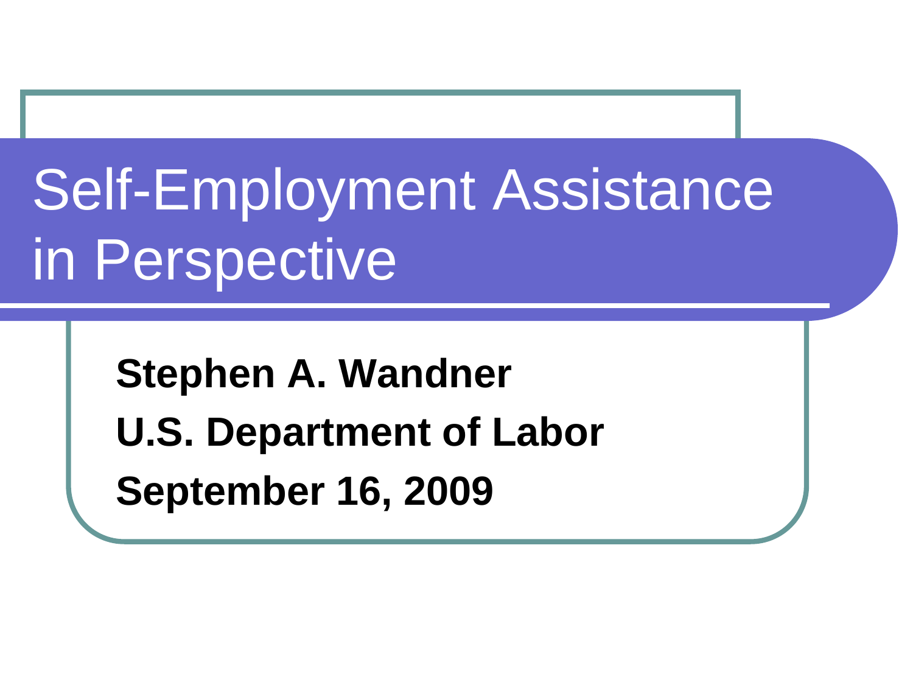# Self-Employment Assistance in Perspective

**Stephen A. Wandner**

**U.S. Department of Labor**

**September 16, 2009**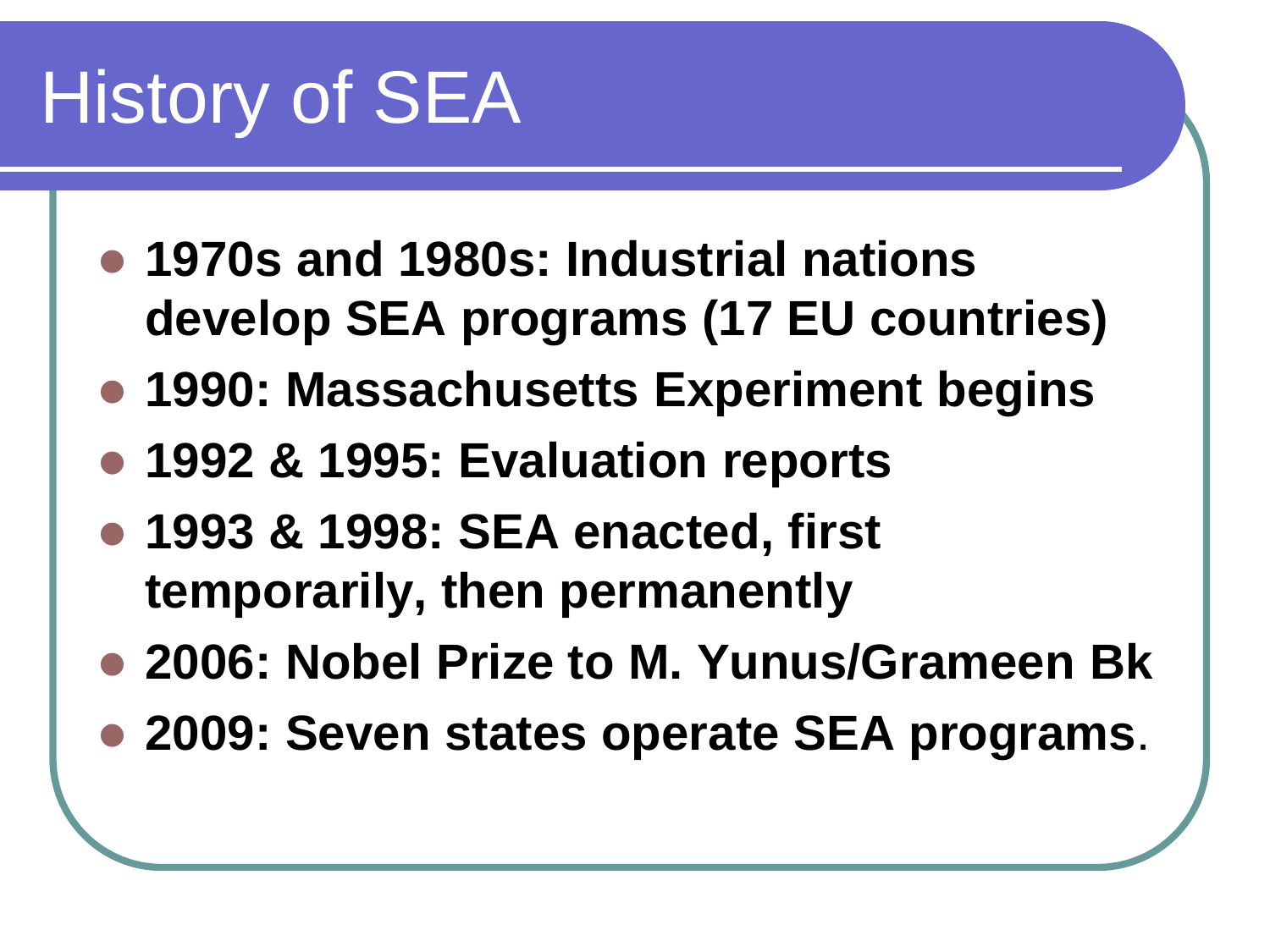# History of SEA

- **1970s and 1980s: Industrial nations develop SEA programs (17 EU countries)**
- **1990: Massachusetts Experiment begins**
- **1992 & 1995: Evaluation reports**
- **1993 & 1998: SEA enacted, first temporarily, then permanently**
- **2006: Nobel Prize to M. Yunus/Grameen Bk**
- **2009: Seven states operate SEA programs**.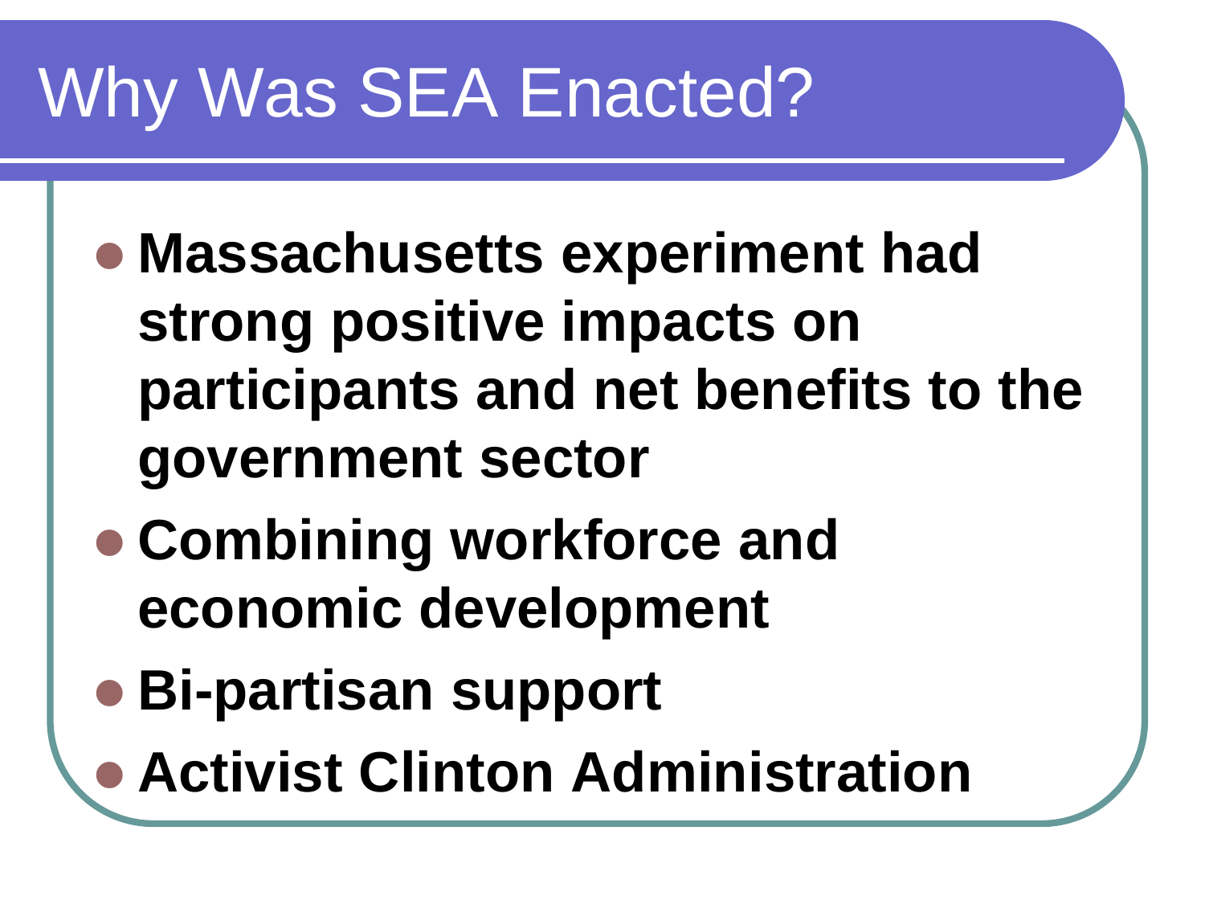# Why Was SEA Enacted?

- **Massachusetts experiment had strong positive impacts on participants and net benefits to the government sector**
- **Combining workforce and economic development**
- **Bi-partisan support**
- **Activist Clinton Administration**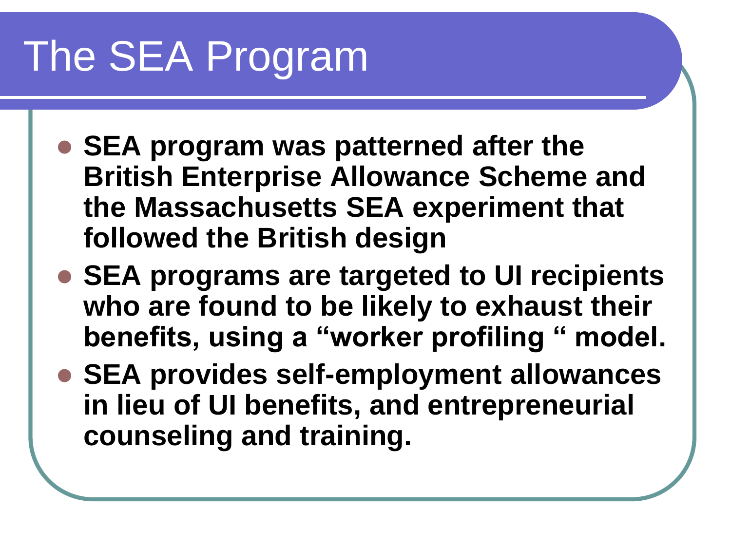# The SEA Program

- **SEA program was patterned after the British Enterprise Allowance Scheme and the Massachusetts SEA experiment that followed the British design**
- **SEA programs are targeted to UI recipients who are found to be likely to exhaust their benefits, using a "worker profiling " model.**
- **SEA provides self-employment allowances in lieu of UI benefits, and entrepreneurial counseling and training.**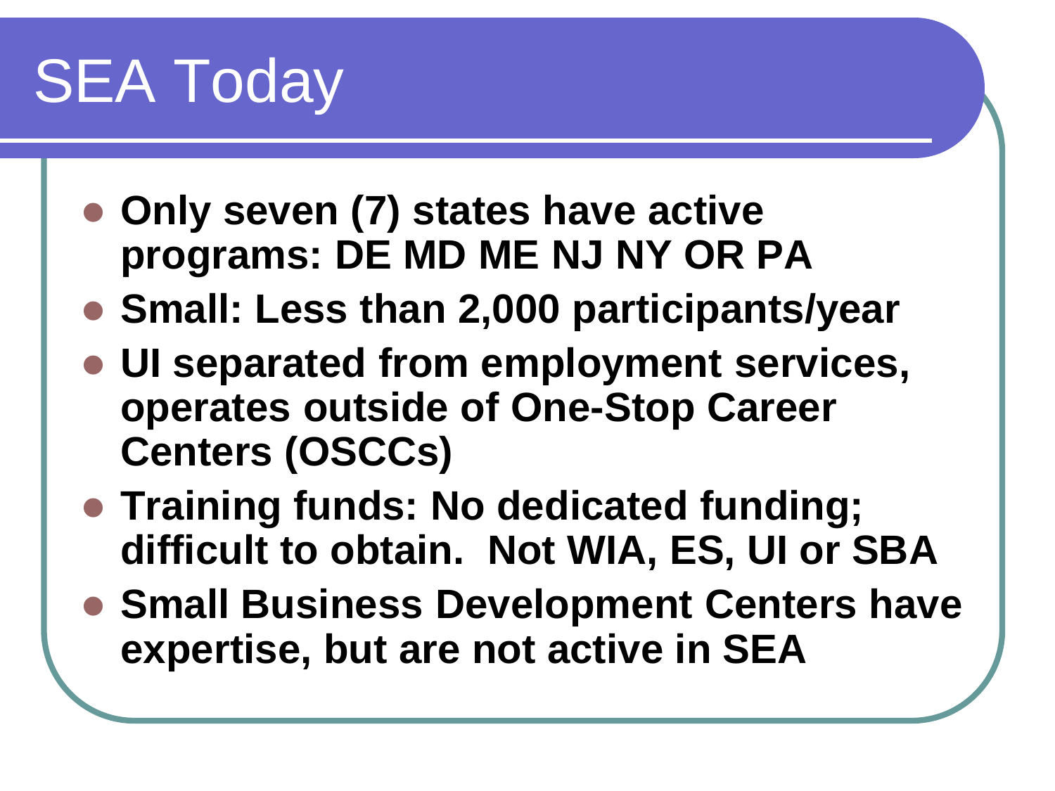# SEA Today

- **Only seven (7) states have active programs: DE MD ME NJ NY OR PA**
- **Small: Less than 2,000 participants/year**
- **UI separated from employment services, operates outside of One-Stop Career Centers (OSCCs)**
- **Training funds: No dedicated funding; difficult to obtain. Not WIA, ES, UI or SBA**
- **Small Business Development Centers have expertise, but are not active in SEA**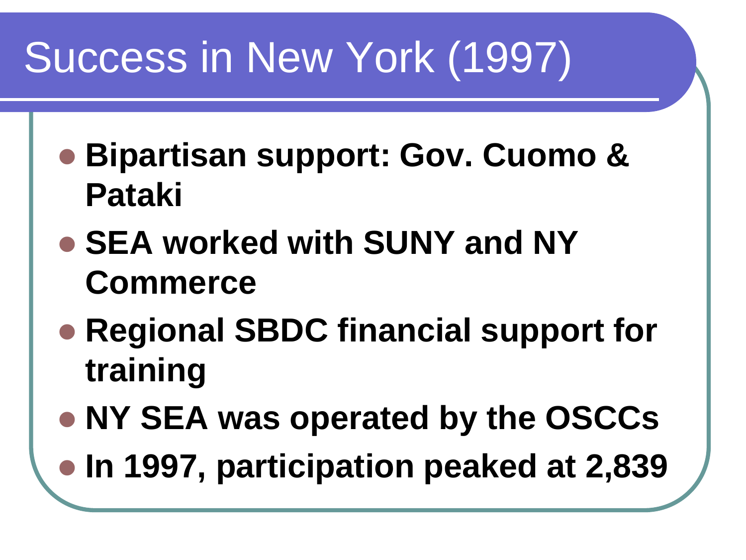# Success in New York (1997)

- **Bipartisan support: Gov. Cuomo & Pataki**
- **SEA worked with SUNY and NY Commerce**
- **Regional SBDC financial support for training**
- **NY SEA was operated by the OSCCs**
- **In 1997, participation peaked at 2,839**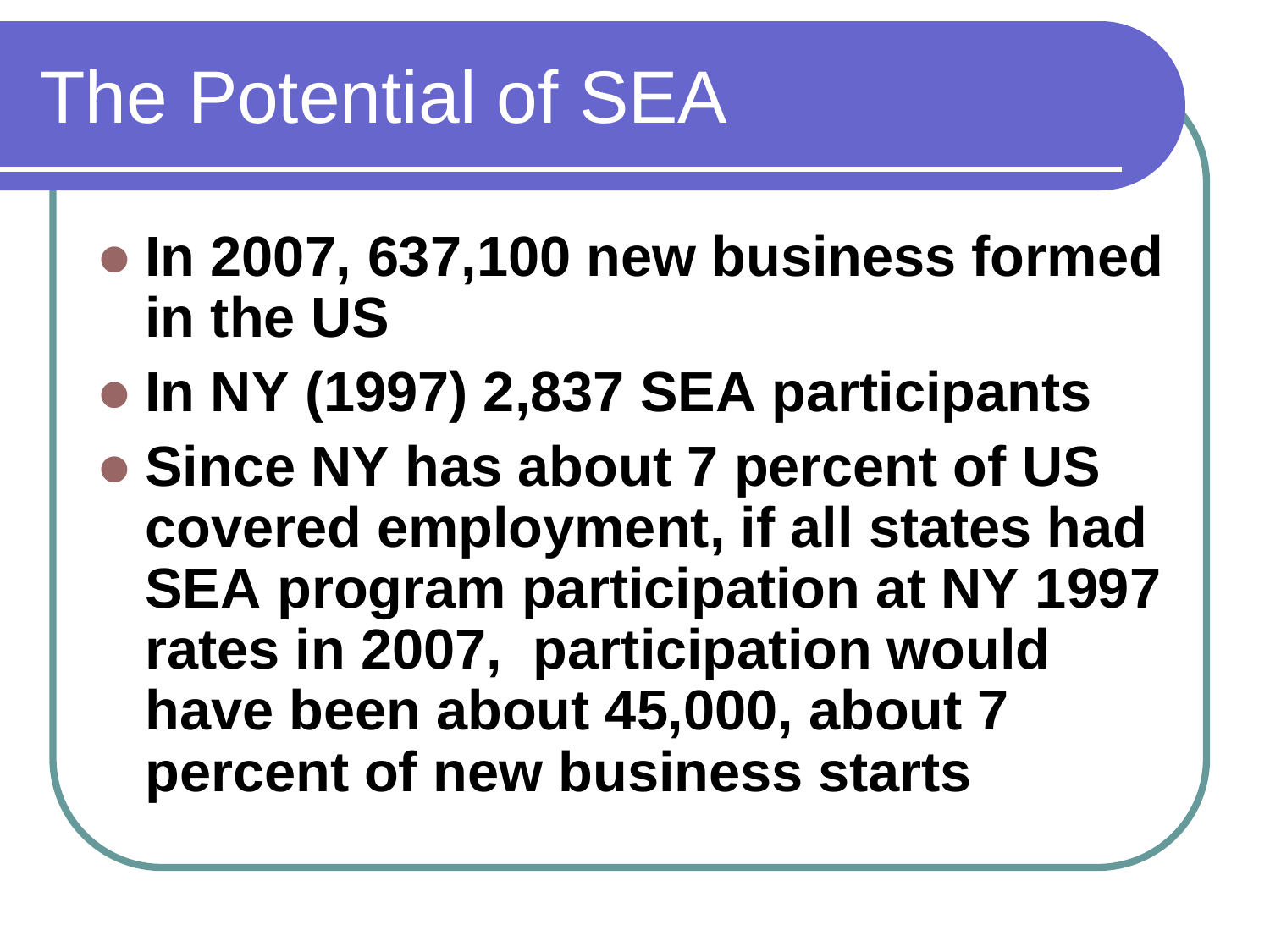# The Potential of SEA

- **In 2007, 637,100 new business formed in the US**
- **In NY (1997) 2,837 SEA participants**
- **Since NY has about 7 percent of US covered employment, if all states had SEA program participation at NY 1997 rates in 2007, participation would have been about 45,000, about 7 percent of new business starts**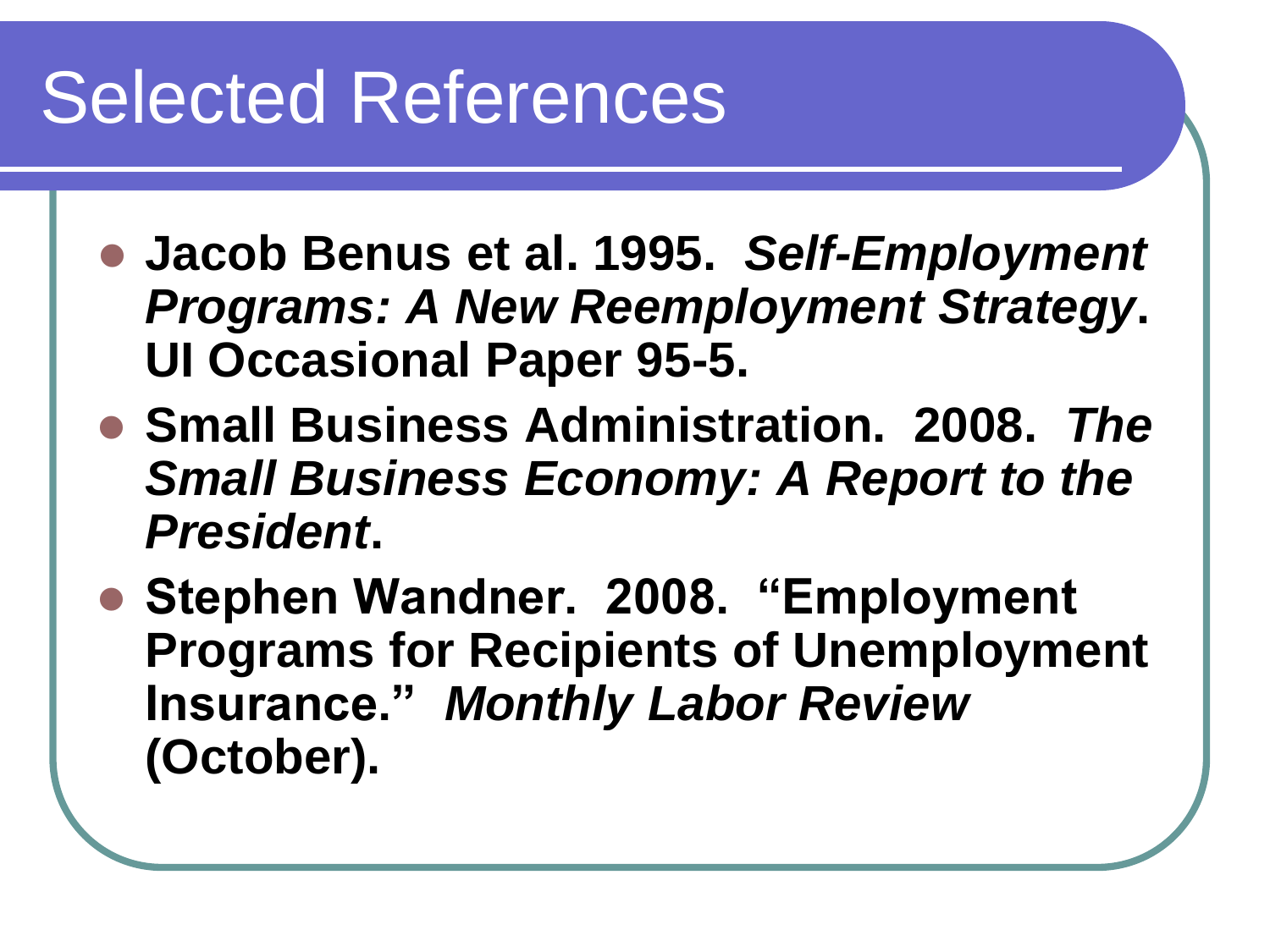# Selected References

- **Jacob Benus et al. 1995.** ***Self-Employment Programs: A New Reemployment Strategy*****. UI Occasional Paper 95-5.**
- **Small Business Administration. 2008.** ***The Small Business Economy: A Report to the President*****.**
- **Stephen Wandner. 2008. "Employment Programs for Recipients of Unemployment Insurance."** ***Monthly Labor Review*** **(October).**